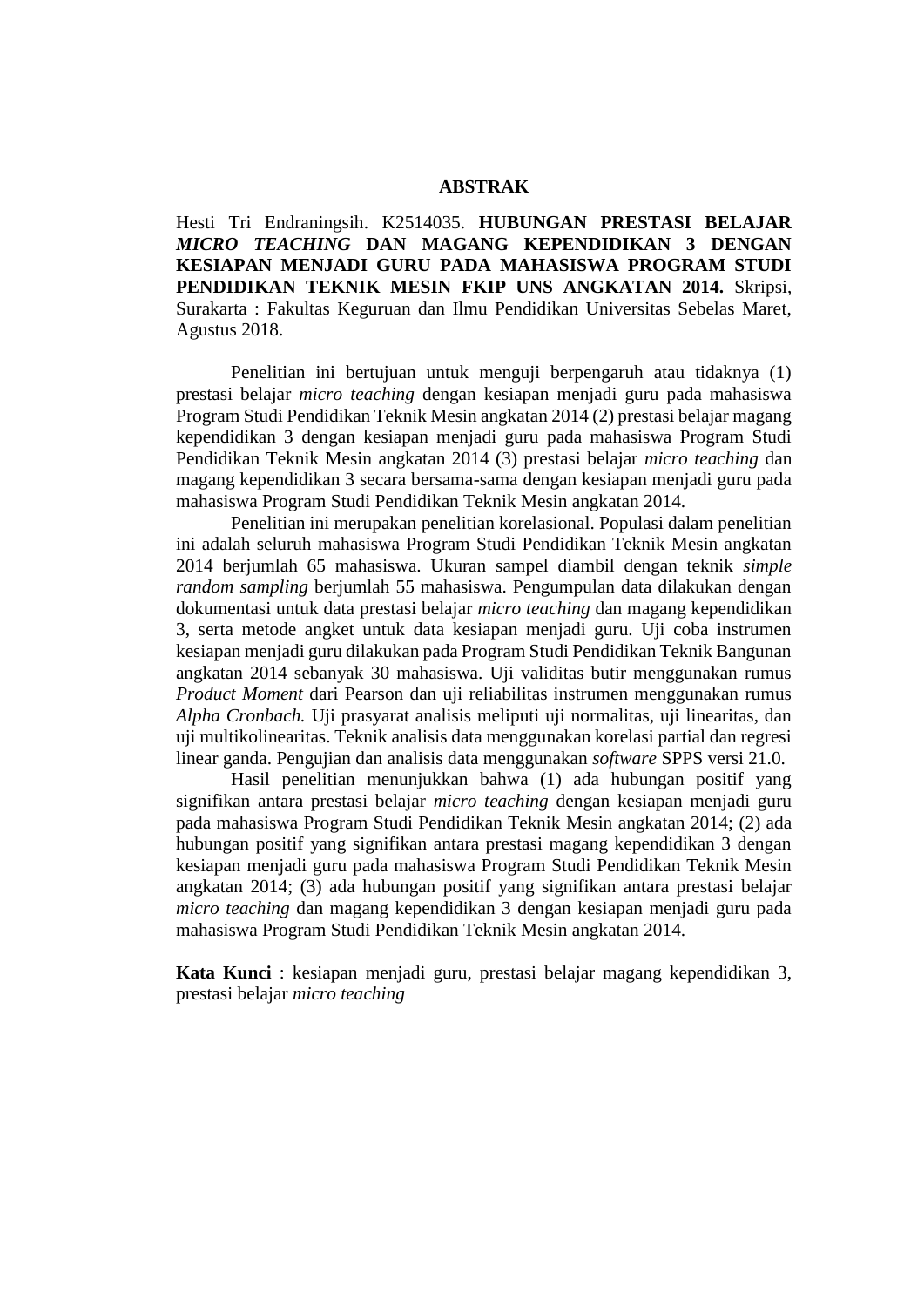# ABSTRAK

Hesti Tri Endraningsih. K2514035. **HUBUNGAN PRESTASI BELAJAR *MICRO TEACHING* DAN MAGANG KEPENDIDIKAN 3 DENGAN KESIAPAN MENJADI GURU PADA MAHASISWA PROGRAM STUDI PENDIDIKAN TEKNIK MESIN FKIP UNS ANGKATAN 2014.** Skripsi, Surakarta : Fakultas Keguruan dan Ilmu Pendidikan Universitas Sebelas Maret, Agustus 2018.

Penelitian ini bertujuan untuk menguji berpengaruh atau tidaknya (1) prestasi belajar *micro teaching* dengan kesiapan menjadi guru pada mahasiswa Program Studi Pendidikan Teknik Mesin angkatan 2014 (2) prestasi belajar magang kependidikan 3 dengan kesiapan menjadi guru pada mahasiswa Program Studi Pendidikan Teknik Mesin angkatan 2014 (3) prestasi belajar *micro teaching* dan magang kependidikan 3 secara bersama-sama dengan kesiapan menjadi guru pada mahasiswa Program Studi Pendidikan Teknik Mesin angkatan 2014.

Penelitian ini merupakan penelitian korelasional. Populasi dalam penelitian ini adalah seluruh mahasiswa Program Studi Pendidikan Teknik Mesin angkatan 2014 berjumlah 65 mahasiswa. Ukuran sampel diambil dengan teknik *simple random sampling* berjumlah 55 mahasiswa. Pengumpulan data dilakukan dengan dokumentasi untuk data prestasi belajar *micro teaching* dan magang kependidikan 3, serta metode angket untuk data kesiapan menjadi guru. Uji coba instrumen kesiapan menjadi guru dilakukan pada Program Studi Pendidikan Teknik Bangunan angkatan 2014 sebanyak 30 mahasiswa. Uji validitas butir menggunakan rumus *Product Moment* dari Pearson dan uji reliabilitas instrumen menggunakan rumus *Alpha Cronbach.* Uji prasyarat analisis meliputi uji normalitas, uji linearitas, dan uji multikolinearitas. Teknik analisis data menggunakan korelasi partial dan regresi linear ganda. Pengujian dan analisis data menggunakan *software* SPPS versi 21.0.

Hasil penelitian menunjukkan bahwa (1) ada hubungan positif yang signifikan antara prestasi belajar *micro teaching* dengan kesiapan menjadi guru pada mahasiswa Program Studi Pendidikan Teknik Mesin angkatan 2014; (2) ada hubungan positif yang signifikan antara prestasi magang kependidikan 3 dengan kesiapan menjadi guru pada mahasiswa Program Studi Pendidikan Teknik Mesin angkatan 2014; (3) ada hubungan positif yang signifikan antara prestasi belajar *micro teaching* dan magang kependidikan 3 dengan kesiapan menjadi guru pada mahasiswa Program Studi Pendidikan Teknik Mesin angkatan 2014.

**Kata Kunci** : kesiapan menjadi guru, prestasi belajar magang kependidikan 3, prestasi belajar *micro teaching*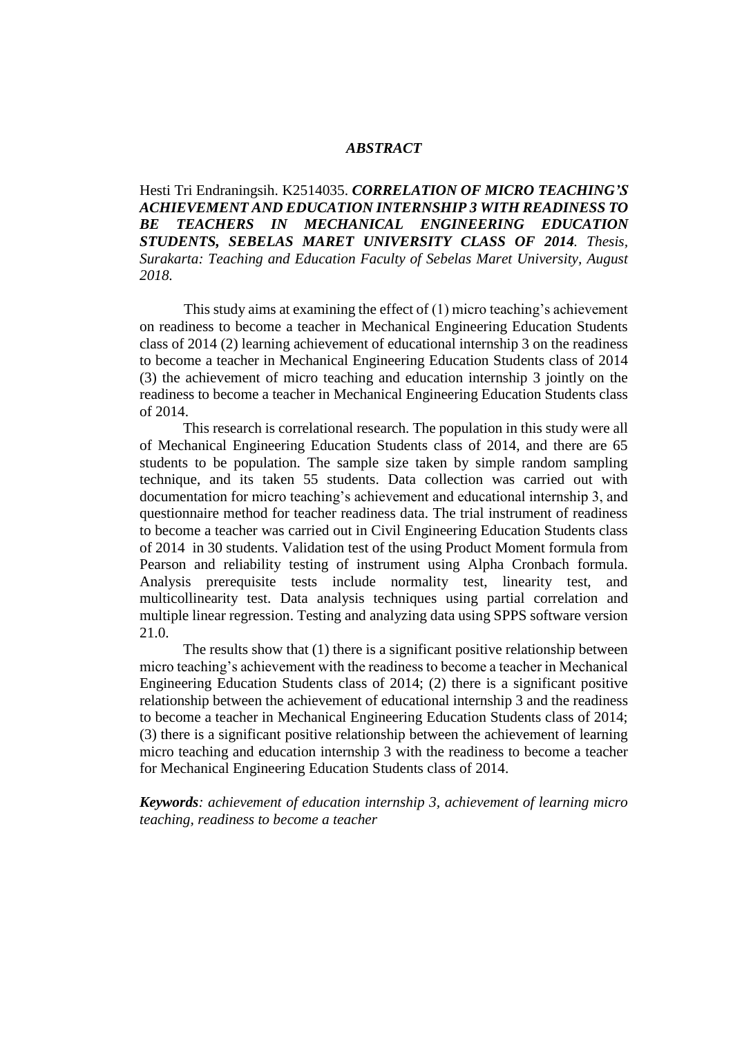## *ABSTRACT*

Hesti Tri Endraningsih. K2514035. ***CORRELATION OF MICRO TEACHING'S ACHIEVEMENT AND EDUCATION INTERNSHIP 3 WITH READINESS TO BE TEACHERS IN MECHANICAL ENGINEERING EDUCATION STUDENTS, SEBELAS MARET UNIVERSITY CLASS OF 2014****. Thesis, Surakarta: Teaching and Education Faculty of Sebelas Maret University, August 2018.*

This study aims at examining the effect of (1) micro teaching's achievement on readiness to become a teacher in Mechanical Engineering Education Students class of 2014 (2) learning achievement of educational internship 3 on the readiness to become a teacher in Mechanical Engineering Education Students class of 2014 (3) the achievement of micro teaching and education internship 3 jointly on the readiness to become a teacher in Mechanical Engineering Education Students class of 2014.

This research is correlational research. The population in this study were all of Mechanical Engineering Education Students class of 2014, and there are 65 students to be population. The sample size taken by simple random sampling technique, and its taken 55 students. Data collection was carried out with documentation for micro teaching's achievement and educational internship 3, and questionnaire method for teacher readiness data. The trial instrument of readiness to become a teacher was carried out in Civil Engineering Education Students class of 2014 in 30 students. Validation test of the using Product Moment formula from Pearson and reliability testing of instrument using Alpha Cronbach formula. Analysis prerequisite tests include normality test, linearity test, and multicollinearity test. Data analysis techniques using partial correlation and multiple linear regression. Testing and analyzing data using SPPS software version 21.0.

The results show that (1) there is a significant positive relationship between micro teaching's achievement with the readiness to become a teacher in Mechanical Engineering Education Students class of 2014; (2) there is a significant positive relationship between the achievement of educational internship 3 and the readiness to become a teacher in Mechanical Engineering Education Students class of 2014; (3) there is a significant positive relationship between the achievement of learning micro teaching and education internship 3 with the readiness to become a teacher for Mechanical Engineering Education Students class of 2014.

***Keywords****: achievement of education internship 3, achievement of learning micro teaching, readiness to become a teacher*